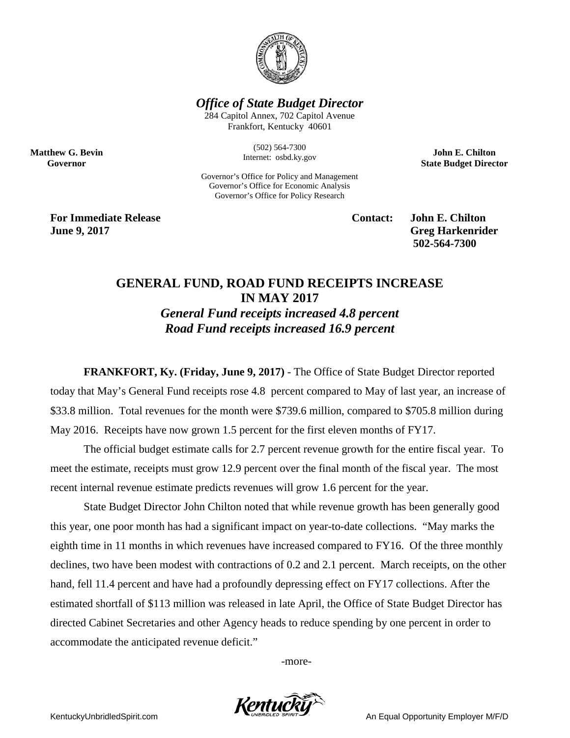***Office of State Budget Director***

284 Capitol Annex, 702 Capitol Avenue
Frankfort, Kentucky 40601

(502) 564-7300
Internet: osbd.ky.gov

Governor's Office for Policy and Management
Governor's Office for Economic Analysis
Governor's Office for Policy Research

**Matthew G. Bevin**
**Governor**

**John E. Chilton**
**State Budget Director**

**For Immediate Release**
**June 9, 2017**

**Contact: John E. Chilton**
**Greg Harkenrider**
**502-564-7300**

## GENERAL FUND, ROAD FUND RECEIPTS INCREASE IN MAY 2017

***General Fund receipts increased 4.8 percent***
***Road Fund receipts increased 16.9 percent***

**FRANKFORT, Ky. (Friday, June 9, 2017)** - The Office of State Budget Director reported today that May's General Fund receipts rose 4.8 percent compared to May of last year, an increase of \$33.8 million. Total revenues for the month were \$739.6 million, compared to \$705.8 million during May 2016. Receipts have now grown 1.5 percent for the first eleven months of FY17.

The official budget estimate calls for 2.7 percent revenue growth for the entire fiscal year. To meet the estimate, receipts must grow 12.9 percent over the final month of the fiscal year. The most recent internal revenue estimate predicts revenues will grow 1.6 percent for the year.

State Budget Director John Chilton noted that while revenue growth has been generally good this year, one poor month has had a significant impact on year-to-date collections. "May marks the eighth time in 11 months in which revenues have increased compared to FY16. Of the three monthly declines, two have been modest with contractions of 0.2 and 2.1 percent. March receipts, on the other hand, fell 11.4 percent and have had a profoundly depressing effect on FY17 collections. After the estimated shortfall of \$113 million was released in late April, the Office of State Budget Director has directed Cabinet Secretaries and other Agency heads to reduce spending by one percent in order to accommodate the anticipated revenue deficit."

-more-

KentuckyUnbridledSpirit.com An Equal Opportunity Employer M/F/D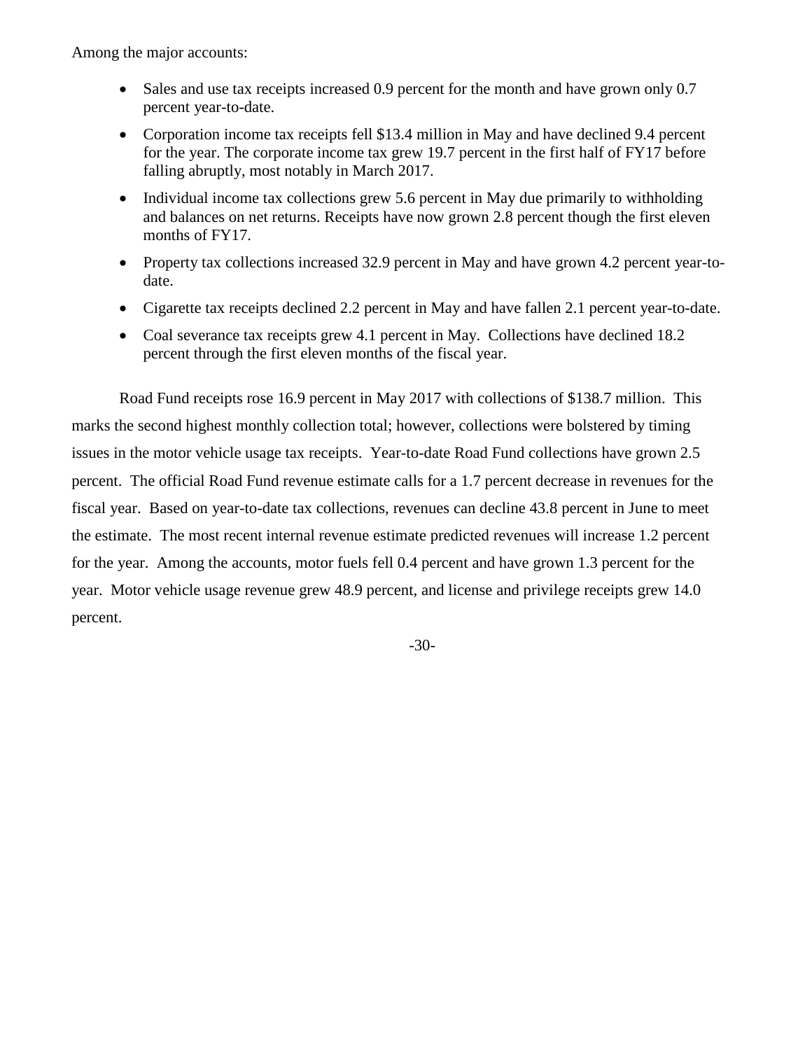Among the major accounts:

- Sales and use tax receipts increased 0.9 percent for the month and have grown only 0.7 percent year-to-date.
- Corporation income tax receipts fell $13.4 million in May and have declined 9.4 percent for the year. The corporate income tax grew 19.7 percent in the first half of FY17 before falling abruptly, most notably in March 2017.
- Individual income tax collections grew 5.6 percent in May due primarily to withholding and balances on net returns. Receipts have now grown 2.8 percent though the first eleven months of FY17.
- Property tax collections increased 32.9 percent in May and have grown 4.2 percent year-to-date.
- Cigarette tax receipts declined 2.2 percent in May and have fallen 2.1 percent year-to-date.
- Coal severance tax receipts grew 4.1 percent in May. Collections have declined 18.2 percent through the first eleven months of the fiscal year.

Road Fund receipts rose 16.9 percent in May 2017 with collections of $138.7 million. This marks the second highest monthly collection total; however, collections were bolstered by timing issues in the motor vehicle usage tax receipts. Year-to-date Road Fund collections have grown 2.5 percent. The official Road Fund revenue estimate calls for a 1.7 percent decrease in revenues for the fiscal year. Based on year-to-date tax collections, revenues can decline 43.8 percent in June to meet the estimate. The most recent internal revenue estimate predicted revenues will increase 1.2 percent for the year. Among the accounts, motor fuels fell 0.4 percent and have grown 1.3 percent for the year. Motor vehicle usage revenue grew 48.9 percent, and license and privilege receipts grew 14.0 percent.

-30-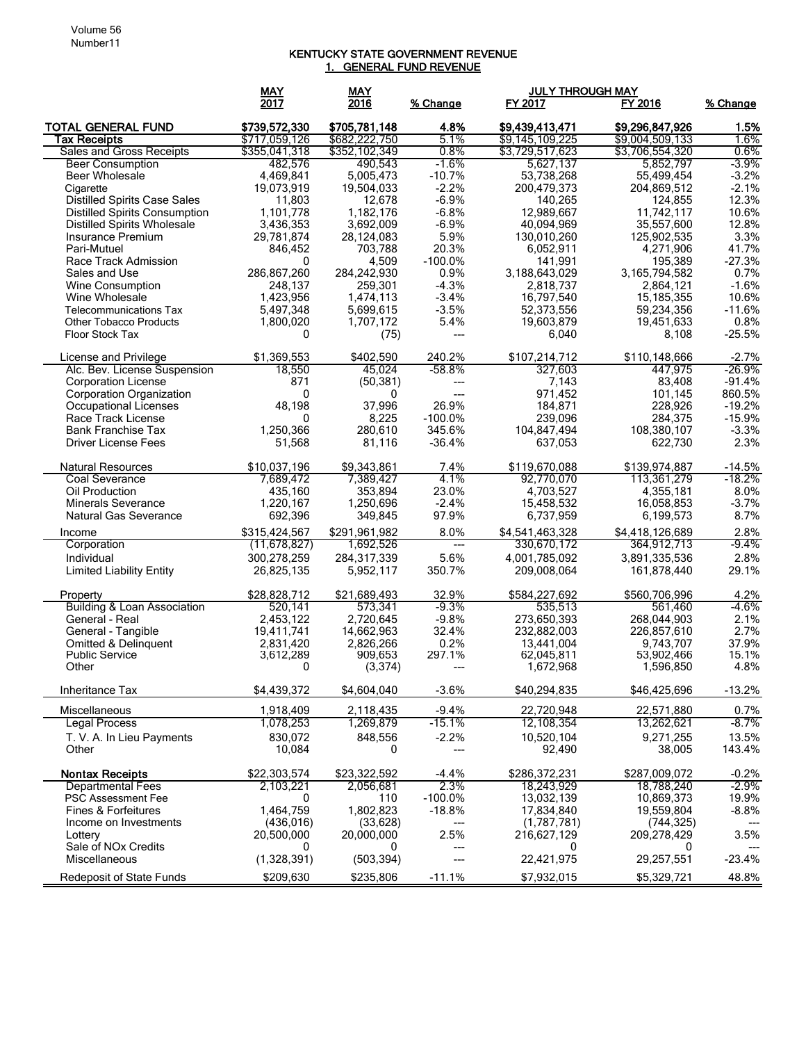Volume 56
Number11

# KENTUCKY STATE GOVERNMENT REVENUE

## 1. GENERAL FUND REVENUE

| | MAY 2017 | MAY 2016 | % Change | JULY THROUGH MAY FY 2017 | FY 2016 | % Change |
|---|---|---|---|---|---|---|
| **TOTAL GENERAL FUND** | **$739,572,330** | **$705,781,148** | **4.8%** | **$9,439,413,471** | **$9,296,847,926** | **1.5%** |
| **Tax Receipts** | $717,059,126 | $682,222,750 | 5.1% | $9,145,109,225 | $9,004,509,133 | 1.6% |
| Sales and Gross Receipts | $355,041,318 | $352,102,349 | 0.8% | $3,729,517,623 | $3,706,554,320 | 0.6% |
| Beer Consumption | 482,576 | 490,543 | -1.6% | 5,627,137 | 5,852,797 | -3.9% |
| Beer Wholesale | 4,469,841 | 5,005,473 | -10.7% | 53,738,268 | 55,499,454 | -3.2% |
| Cigarette | 19,073,919 | 19,504,033 | -2.2% | 200,479,373 | 204,869,512 | -2.1% |
| Distilled Spirits Case Sales | 11,803 | 12,678 | -6.9% | 140,265 | 124,855 | 12.3% |
| Distilled Spirits Consumption | 1,101,778 | 1,182,176 | -6.8% | 12,989,667 | 11,742,117 | 10.6% |
| Distilled Spirits Wholesale | 3,436,353 | 3,692,009 | -6.9% | 40,094,969 | 35,557,600 | 12.8% |
| Insurance Premium | 29,781,874 | 28,124,083 | 5.9% | 130,010,260 | 125,902,535 | 3.3% |
| Pari-Mutuel | 846,452 | 703,788 | 20.3% | 6,052,911 | 4,271,906 | 41.7% |
| Race Track Admission | 0 | 4,509 | -100.0% | 141,991 | 195,389 | -27.3% |
| Sales and Use | 286,867,260 | 284,242,930 | 0.9% | 3,188,643,029 | 3,165,794,582 | 0.7% |
| Wine Consumption | 248,137 | 259,301 | -4.3% | 2,818,737 | 2,864,121 | -1.6% |
| Wine Wholesale | 1,423,956 | 1,474,113 | -3.4% | 16,797,540 | 15,185,355 | 10.6% |
| Telecommunications Tax | 5,497,348 | 5,699,615 | -3.5% | 52,373,556 | 59,234,356 | -11.6% |
| Other Tobacco Products | 1,800,020 | 1,707,172 | 5.4% | 19,603,879 | 19,451,633 | 0.8% |
| Floor Stock Tax | 0 | (75) | --- | 6,040 | 8,108 | -25.5% |
| License and Privilege | $1,369,553 | $402,590 | 240.2% | $107,214,712 | $110,148,666 | -2.7% |
| Alc. Bev. License Suspension | 18,550 | 45,024 | -58.8% | 327,603 | 447,975 | -26.9% |
| Corporation License | 871 | (50,381) | --- | 7,143 | 83,408 | -91.4% |
| Corporation Organization | 0 | 0 | --- | 971,452 | 101,145 | 860.5% |
| Occupational Licenses | 48,198 | 37,996 | 26.9% | 184,871 | 228,926 | -19.2% |
| Race Track License | 0 | 8,225 | -100.0% | 239,096 | 284,375 | -15.9% |
| Bank Franchise Tax | 1,250,366 | 280,610 | 345.6% | 104,847,494 | 108,380,107 | -3.3% |
| Driver License Fees | 51,568 | 81,116 | -36.4% | 637,053 | 622,730 | 2.3% |
| Natural Resources | $10,037,196 | $9,343,861 | 7.4% | $119,670,088 | $139,974,887 | -14.5% |
| Coal Severance | 7,689,472 | 7,389,427 | 4.1% | 92,770,070 | 113,361,279 | -18.2% |
| Oil Production | 435,160 | 353,894 | 23.0% | 4,703,527 | 4,355,181 | 8.0% |
| Minerals Severance | 1,220,167 | 1,250,696 | -2.4% | 15,458,532 | 16,058,853 | -3.7% |
| Natural Gas Severance | 692,396 | 349,845 | 97.9% | 6,737,959 | 6,199,573 | 8.7% |
| Income | $315,424,567 | $291,961,982 | 8.0% | $4,541,463,328 | $4,418,126,689 | 2.8% |
| Corporation | (11,678,827) | 1,692,526 | --- | 330,670,172 | 364,912,713 | -9.4% |
| Individual | 300,278,259 | 284,317,339 | 5.6% | 4,001,785,092 | 3,891,335,536 | 2.8% |
| Limited Liability Entity | 26,825,135 | 5,952,117 | 350.7% | 209,008,064 | 161,878,440 | 29.1% |
| Property | $28,828,712 | $21,689,493 | 32.9% | $584,227,692 | $560,706,996 | 4.2% |
| Building & Loan Association | 520,141 | 573,341 | -9.3% | 535,513 | 561,460 | -4.6% |
| General - Real | 2,453,122 | 2,720,645 | -9.8% | 273,650,393 | 268,044,903 | 2.1% |
| General - Tangible | 19,411,741 | 14,662,963 | 32.4% | 232,882,003 | 226,857,610 | 2.7% |
| Omitted & Delinquent | 2,831,420 | 2,826,266 | 0.2% | 13,441,004 | 9,743,707 | 37.9% |
| Public Service | 3,612,289 | 909,653 | 297.1% | 62,045,811 | 53,902,466 | 15.1% |
| Other | 0 | (3,374) | --- | 1,672,968 | 1,596,850 | 4.8% |
| Inheritance Tax | $4,439,372 | $4,604,040 | -3.6% | $40,294,835 | $46,425,696 | -13.2% |
| Miscellaneous | 1,918,409 | 2,118,435 | -9.4% | 22,720,948 | 22,571,880 | 0.7% |
| Legal Process | 1,078,253 | 1,269,879 | -15.1% | 12,108,354 | 13,262,621 | -8.7% |
| T. V. A. In Lieu Payments | 830,072 | 848,556 | -2.2% | 10,520,104 | 9,271,255 | 13.5% |
| Other | 10,084 | 0 | --- | 92,490 | 38,005 | 143.4% |
| **Nontax Receipts** | $22,303,574 | $23,322,592 | -4.4% | $286,372,231 | $287,009,072 | -0.2% |
| Departmental Fees | 2,103,221 | 2,056,681 | 2.3% | 18,243,929 | 18,788,240 | -2.9% |
| PSC Assessment Fee | 0 | 110 | -100.0% | 13,032,139 | 10,869,373 | 19.9% |
| Fines & Forfeitures | 1,464,759 | 1,802,823 | -18.8% | 17,834,840 | 19,559,804 | -8.8% |
| Income on Investments | (436,016) | (33,628) | --- | (1,787,781) | (744,325) | --- |
| Lottery | 20,500,000 | 20,000,000 | 2.5% | 216,627,129 | 209,278,429 | 3.5% |
| Sale of NOx Credits | 0 | 0 | --- | 0 | 0 | --- |
| Miscellaneous | (1,328,391) | (503,394) | --- | 22,421,975 | 29,257,551 | -23.4% |
| Redeposit of State Funds | $209,630 | $235,806 | -11.1% | $7,932,015 | $5,329,721 | 48.8% |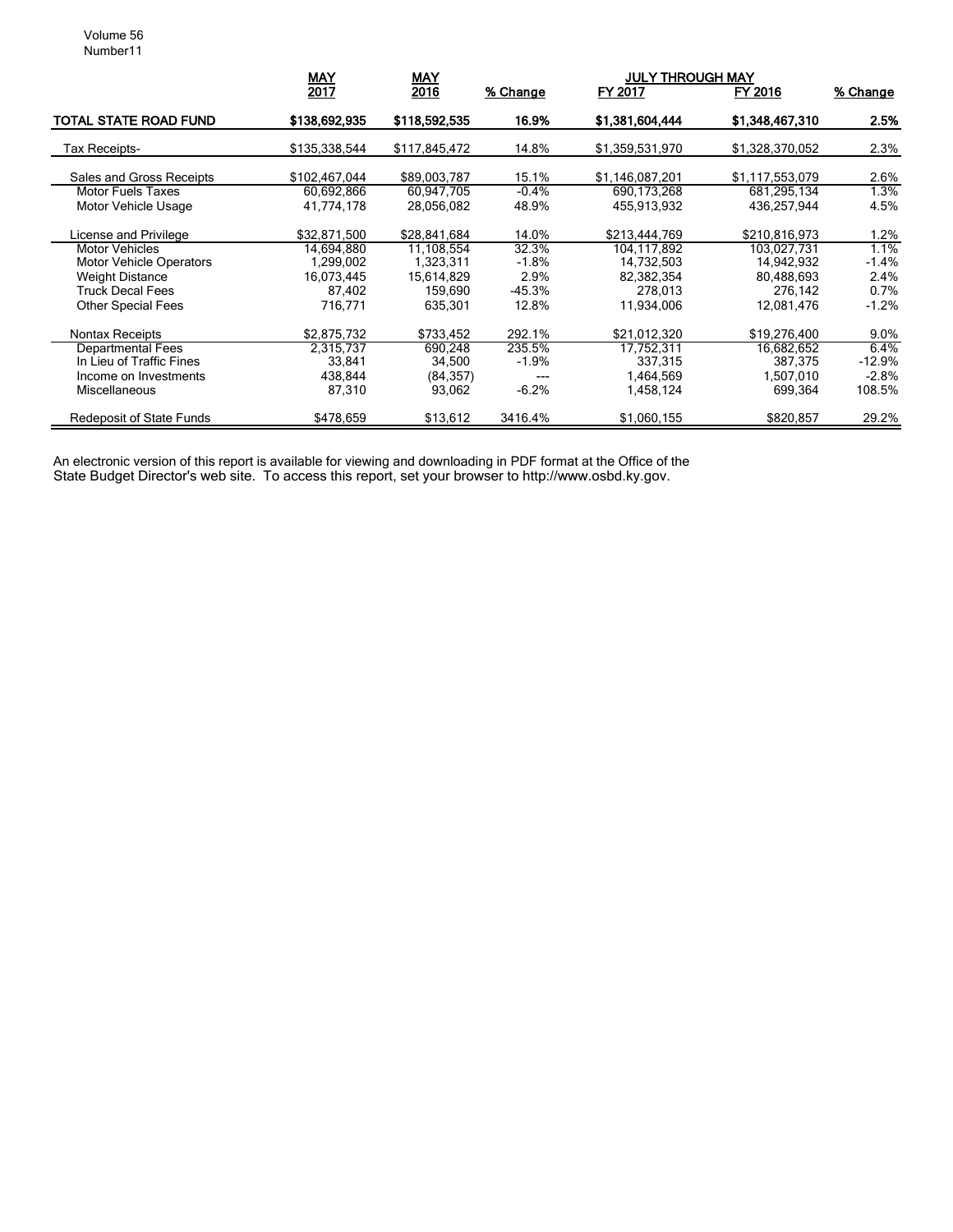| | MAY 2017 | MAY 2016 | % Change | JULY THROUGH MAY FY 2017 | FY 2016 | % Change |
|---|---|---|---|---|---|---|
| **TOTAL STATE ROAD FUND** | **$138,692,935** | **$118,592,535** | **16.9%** | **$1,381,604,444** | **$1,348,467,310** | **2.5%** |
| Tax Receipts- | $135,338,544 | $117,845,472 | 14.8% | $1,359,531,970 | $1,328,370,052 | 2.3% |
| Sales and Gross Receipts | $102,467,044 | $89,003,787 | 15.1% | $1,146,087,201 | $1,117,553,079 | 2.6% |
| Motor Fuels Taxes | 60,692,866 | 60,947,705 | -0.4% | 690,173,268 | 681,295,134 | 1.3% |
| Motor Vehicle Usage | 41,774,178 | 28,056,082 | 48.9% | 455,913,932 | 436,257,944 | 4.5% |
| License and Privilege | $32,871,500 | $28,841,684 | 14.0% | $213,444,769 | $210,816,973 | 1.2% |
| Motor Vehicles | 14,694,880 | 11,108,554 | 32.3% | 104,117,892 | 103,027,731 | 1.1% |
| Motor Vehicle Operators | 1,299,002 | 1,323,311 | -1.8% | 14,732,503 | 14,942,932 | -1.4% |
| Weight Distance | 16,073,445 | 15,614,829 | 2.9% | 82,382,354 | 80,488,693 | 2.4% |
| Truck Decal Fees | 87,402 | 159,690 | -45.3% | 278,013 | 276,142 | 0.7% |
| Other Special Fees | 716,771 | 635,301 | 12.8% | 11,934,006 | 12,081,476 | -1.2% |
| Nontax Receipts | $2,875,732 | $733,452 | 292.1% | $21,012,320 | $19,276,400 | 9.0% |
| Departmental Fees | 2,315,737 | 690,248 | 235.5% | 17,752,311 | 16,682,652 | 6.4% |
| In Lieu of Traffic Fines | 33,841 | 34,500 | -1.9% | 337,315 | 387,375 | -12.9% |
| Income on Investments | 438,844 | (84,357) | --- | 1,464,569 | 1,507,010 | -2.8% |
| Miscellaneous | 87,310 | 93,062 | -6.2% | 1,458,124 | 699,364 | 108.5% |
| Redeposit of State Funds | $478,659 | $13,612 | 3416.4% | $1,060,155 | $820,857 | 29.2% |

An electronic version of this report is available for viewing and downloading in PDF format at the Office of the State Budget Director's web site. To access this report, set your browser to http://www.osbd.ky.gov.